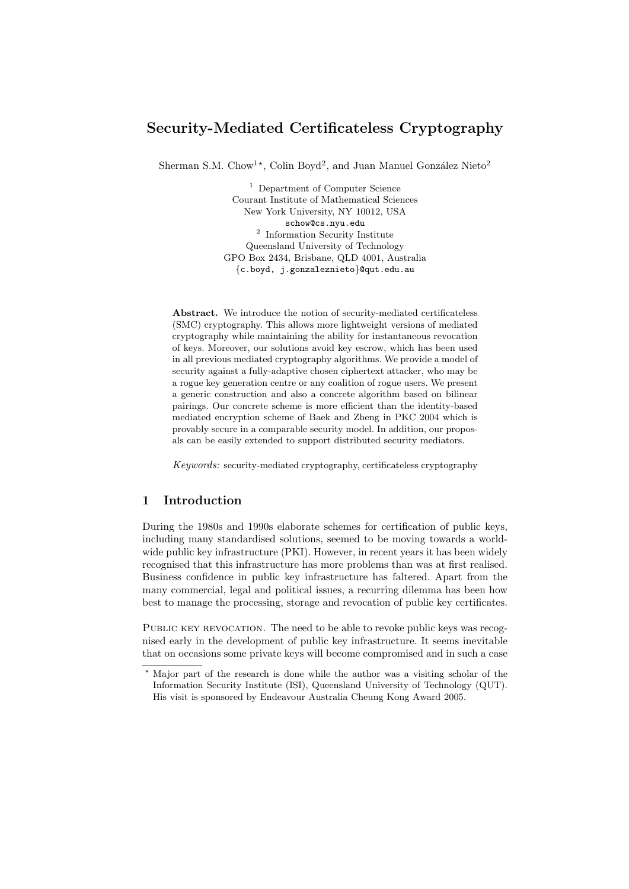# Security-Mediated Certificateless Cryptography

Sherman S.M. Chow[1*], Colin Boyd[2], and Juan Manuel González Nieto[2]

[1] Department of Computer Science
Courant Institute of Mathematical Sciences
New York University, NY 10012, USA
`schow@cs.nyu.edu`

[2] Information Security Institute
Queensland University of Technology
GPO Box 2434, Brisbane, QLD 4001, Australia
`{c.boyd, j.gonzaleznieto}@qut.edu.au`

**Abstract.** We introduce the notion of security-mediated certificateless (SMC) cryptography. This allows more lightweight versions of mediated cryptography while maintaining the ability for instantaneous revocation of keys. Moreover, our solutions avoid key escrow, which has been used in all previous mediated cryptography algorithms. We provide a model of security against a fully-adaptive chosen ciphertext attacker, who may be a rogue key generation centre or any coalition of rogue users. We present a generic construction and also a concrete algorithm based on bilinear pairings. Our concrete scheme is more efficient than the identity-based mediated encryption scheme of Baek and Zheng in PKC 2004 which is provably secure in a comparable security model. In addition, our proposals can be easily extended to support distributed security mediators.

*Keywords:* security-mediated cryptography, certificateless cryptography

## 1 Introduction

During the 1980s and 1990s elaborate schemes for certification of public keys, including many standardised solutions, seemed to be moving towards a worldwide public key infrastructure (PKI). However, in recent years it has been widely recognised that this infrastructure has more problems than was at first realised. Business confidence in public key infrastructure has faltered. Apart from the many commercial, legal and political issues, a recurring dilemma has been how best to manage the processing, storage and revocation of public key certificates.

Public key revocation. The need to be able to revoke public keys was recognised early in the development of public key infrastructure. It seems inevitable that on occasions some private keys will become compromised and in such a case

[*] Major part of the research is done while the author was a visiting scholar of the Information Security Institute (ISI), Queensland University of Technology (QUT). His visit is sponsored by Endeavour Australia Cheung Kong Award 2005.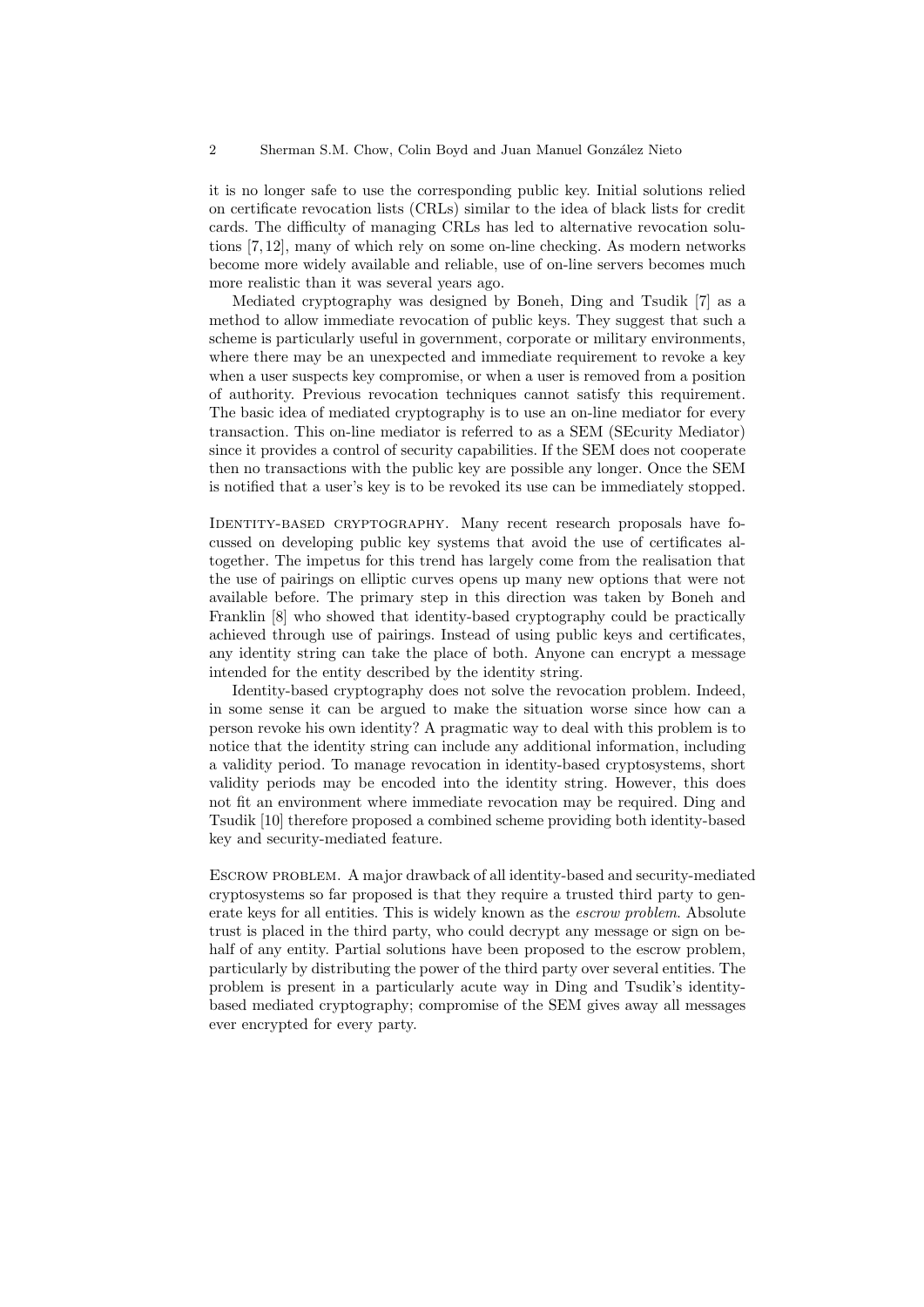it is no longer safe to use the corresponding public key. Initial solutions relied on certificate revocation lists (CRLs) similar to the idea of black lists for credit cards. The difficulty of managing CRLs has led to alternative revocation solutions [7, 12], many of which rely on some on-line checking. As modern networks become more widely available and reliable, use of on-line servers becomes much more realistic than it was several years ago.

Mediated cryptography was designed by Boneh, Ding and Tsudik [7] as a method to allow immediate revocation of public keys. They suggest that such a scheme is particularly useful in government, corporate or military environments, where there may be an unexpected and immediate requirement to revoke a key when a user suspects key compromise, or when a user is removed from a position of authority. Previous revocation techniques cannot satisfy this requirement. The basic idea of mediated cryptography is to use an on-line mediator for every transaction. This on-line mediator is referred to as a SEM (SEcurity Mediator) since it provides a control of security capabilities. If the SEM does not cooperate then no transactions with the public key are possible any longer. Once the SEM is notified that a user's key is to be revoked its use can be immediately stopped.

Identity-based cryptography. Many recent research proposals have focussed on developing public key systems that avoid the use of certificates altogether. The impetus for this trend has largely come from the realisation that the use of pairings on elliptic curves opens up many new options that were not available before. The primary step in this direction was taken by Boneh and Franklin [8] who showed that identity-based cryptography could be practically achieved through use of pairings. Instead of using public keys and certificates, any identity string can take the place of both. Anyone can encrypt a message intended for the entity described by the identity string.

Identity-based cryptography does not solve the revocation problem. Indeed, in some sense it can be argued to make the situation worse since how can a person revoke his own identity? A pragmatic way to deal with this problem is to notice that the identity string can include any additional information, including a validity period. To manage revocation in identity-based cryptosystems, short validity periods may be encoded into the identity string. However, this does not fit an environment where immediate revocation may be required. Ding and Tsudik [10] therefore proposed a combined scheme providing both identity-based key and security-mediated feature.

Escrow problem. A major drawback of all identity-based and security-mediated cryptosystems so far proposed is that they require a trusted third party to generate keys for all entities. This is widely known as the *escrow problem*. Absolute trust is placed in the third party, who could decrypt any message or sign on behalf of any entity. Partial solutions have been proposed to the escrow problem, particularly by distributing the power of the third party over several entities. The problem is present in a particularly acute way in Ding and Tsudik's identity-based mediated cryptography; compromise of the SEM gives away all messages ever encrypted for every party.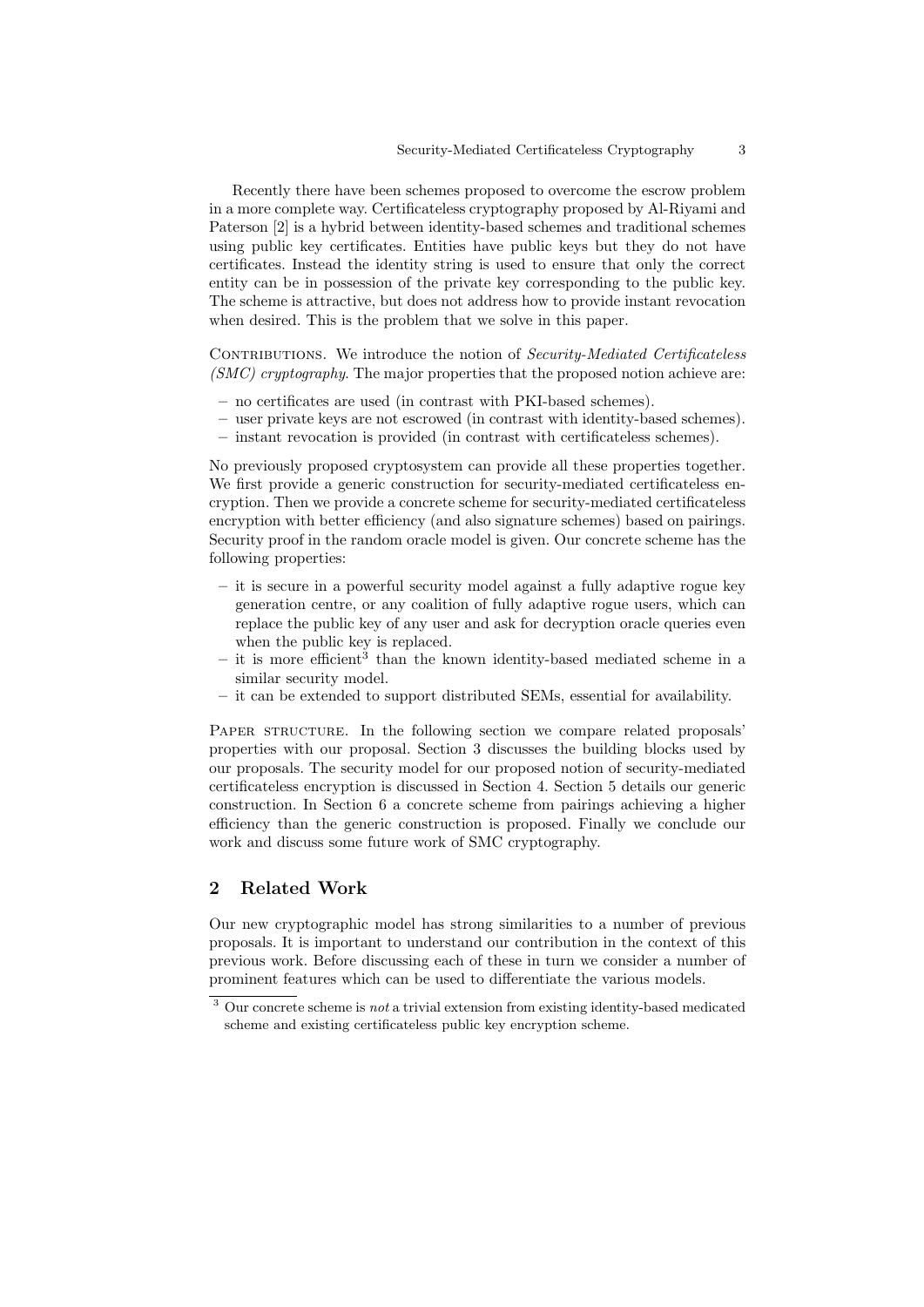Recently there have been schemes proposed to overcome the escrow problem in a more complete way. Certificateless cryptography proposed by Al-Riyami and Paterson [2] is a hybrid between identity-based schemes and traditional schemes using public key certificates. Entities have public keys but they do not have certificates. Instead the identity string is used to ensure that only the correct entity can be in possession of the private key corresponding to the public key. The scheme is attractive, but does not address how to provide instant revocation when desired. This is the problem that we solve in this paper.

Contributions. We introduce the notion of *Security-Mediated Certificateless (SMC) cryptography*. The major properties that the proposed notion achieve are:

- no certificates are used (in contrast with PKI-based schemes).
- user private keys are not escrowed (in contrast with identity-based schemes).
- instant revocation is provided (in contrast with certificateless schemes).

No previously proposed cryptosystem can provide all these properties together. We first provide a generic construction for security-mediated certificateless encryption. Then we provide a concrete scheme for security-mediated certificateless encryption with better efficiency (and also signature schemes) based on pairings. Security proof in the random oracle model is given. Our concrete scheme has the following properties:

- it is secure in a powerful security model against a fully adaptive rogue key generation centre, or any coalition of fully adaptive rogue users, which can replace the public key of any user and ask for decryption oracle queries even when the public key is replaced.
- it is more efficient[3] than the known identity-based mediated scheme in a similar security model.
- it can be extended to support distributed SEMs, essential for availability.

Paper structure. In the following section we compare related proposals' properties with our proposal. Section 3 discusses the building blocks used by our proposals. The security model for our proposed notion of security-mediated certificateless encryption is discussed in Section 4. Section 5 details our generic construction. In Section 6 a concrete scheme from pairings achieving a higher efficiency than the generic construction is proposed. Finally we conclude our work and discuss some future work of SMC cryptography.

## 2 Related Work

Our new cryptographic model has strong similarities to a number of previous proposals. It is important to understand our contribution in the context of this previous work. Before discussing each of these in turn we consider a number of prominent features which can be used to differentiate the various models.

[3] Our concrete scheme is *not* a trivial extension from existing identity-based medicated scheme and existing certificateless public key encryption scheme.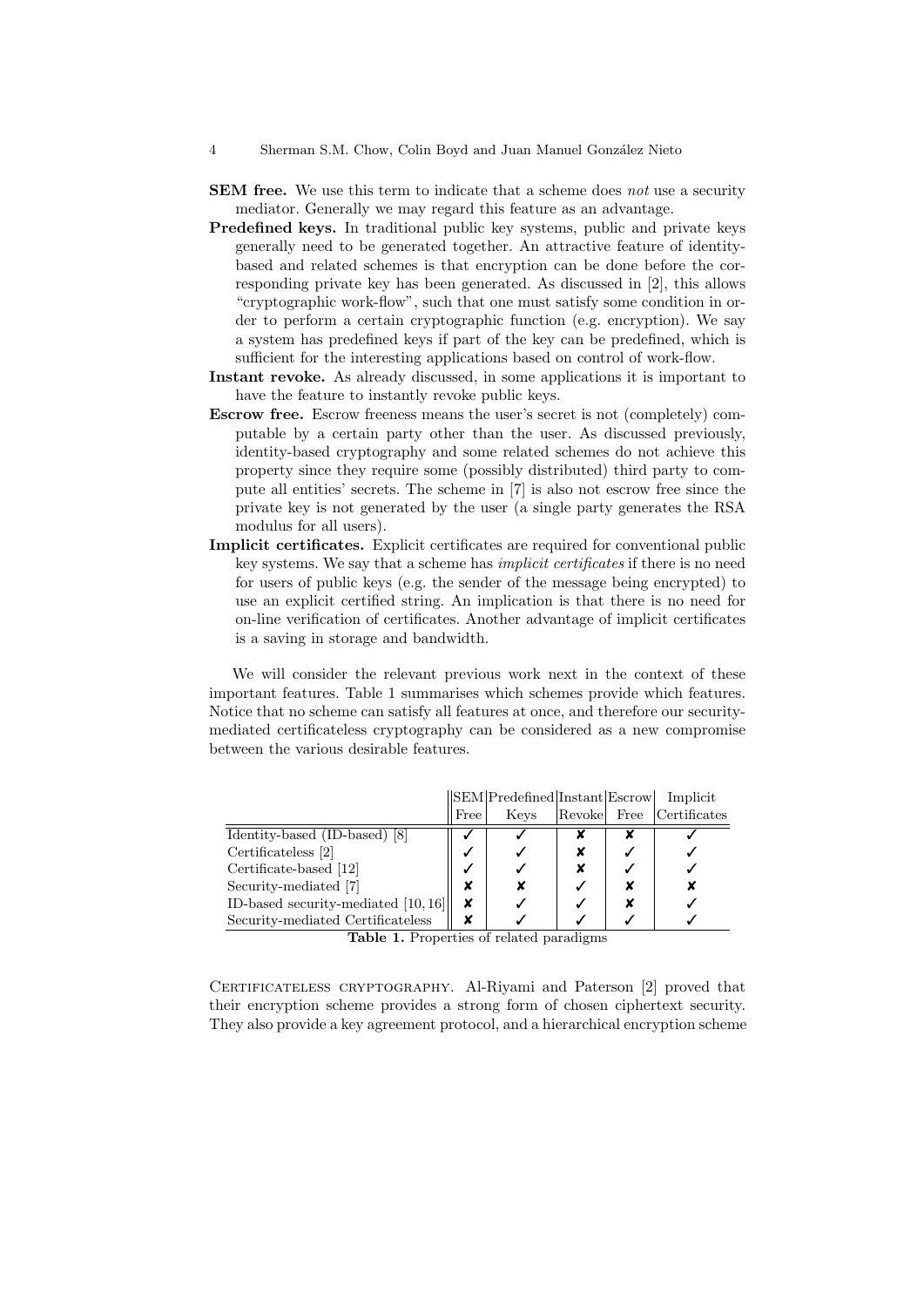**SEM free.** We use this term to indicate that a scheme does *not* use a security mediator. Generally we may regard this feature as an advantage.

**Predefined keys.** In traditional public key systems, public and private keys generally need to be generated together. An attractive feature of identity-based and related schemes is that encryption can be done before the corresponding private key has been generated. As discussed in [2], this allows "cryptographic work-flow", such that one must satisfy some condition in order to perform a certain cryptographic function (e.g. encryption). We say a system has predefined keys if part of the key can be predefined, which is sufficient for the interesting applications based on control of work-flow.

**Instant revoke.** As already discussed, in some applications it is important to have the feature to instantly revoke public keys.

**Escrow free.** Escrow freeness means the user's secret is not (completely) computable by a certain party other than the user. As discussed previously, identity-based cryptography and some related schemes do not achieve this property since they require some (possibly distributed) third party to compute all entities' secrets. The scheme in [7] is also not escrow free since the private key is not generated by the user (a single party generates the RSA modulus for all users).

**Implicit certificates.** Explicit certificates are required for conventional public key systems. We say that a scheme has *implicit certificates* if there is no need for users of public keys (e.g. the sender of the message being encrypted) to use an explicit certified string. An implication is that there is no need for on-line verification of certificates. Another advantage of implicit certificates is a saving in storage and bandwidth.

We will consider the relevant previous work next in the context of these important features. Table 1 summarises which schemes provide which features. Notice that no scheme can satisfy all features at once, and therefore our security-mediated certificateless cryptography can be considered as a new compromise between the various desirable features.

| | SEM Free | Predefined Keys | Instant Revoke | Escrow Free | Implicit Certificates |
|---|---|---|---|---|---|
| Identity-based (ID-based) [8] | ✓ | ✓ | ✘ | ✘ | ✓ |
| Certificateless [2] | ✓ | ✓ | ✘ | ✓ | ✓ |
| Certificate-based [12] | ✓ | ✓ | ✘ | ✓ | ✓ |
| Security-mediated [7] | ✘ | ✘ | ✓ | ✘ | ✘ |
| ID-based security-mediated [10, 16] | ✘ | ✓ | ✓ | ✘ | ✓ |
| Security-mediated Certificateless | ✘ | ✓ | ✓ | ✓ | ✓ |

**Table 1.** Properties of related paradigms

Certificateless cryptography. Al-Riyami and Paterson [2] proved that their encryption scheme provides a strong form of chosen ciphertext security. They also provide a key agreement protocol, and a hierarchical encryption scheme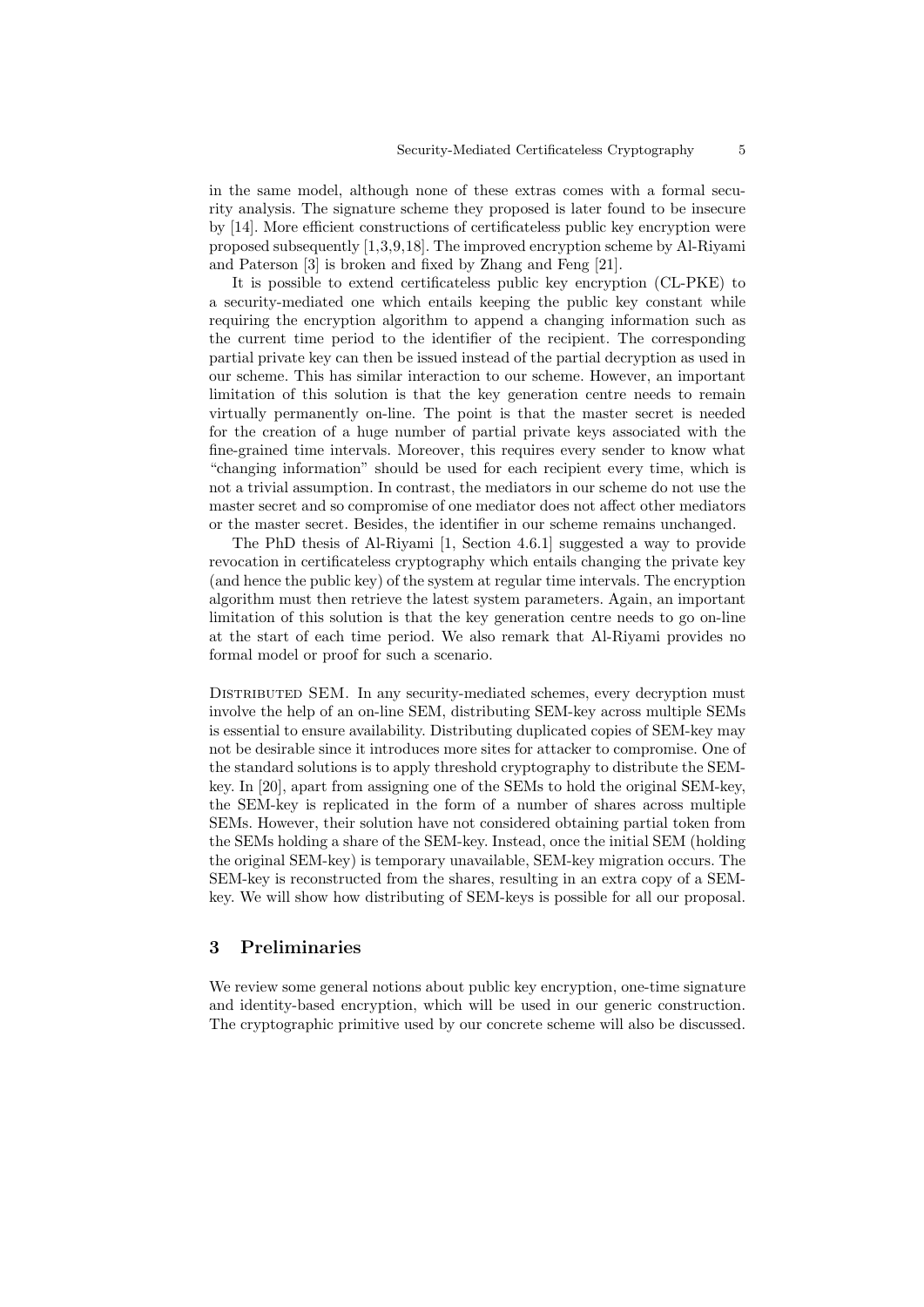in the same model, although none of these extras comes with a formal security analysis. The signature scheme they proposed is later found to be insecure by [14]. More efficient constructions of certificateless public key encryption were proposed subsequently [1,3,9,18]. The improved encryption scheme by Al-Riyami and Paterson [3] is broken and fixed by Zhang and Feng [21].

It is possible to extend certificateless public key encryption (CL-PKE) to a security-mediated one which entails keeping the public key constant while requiring the encryption algorithm to append a changing information such as the current time period to the identifier of the recipient. The corresponding partial private key can then be issued instead of the partial decryption as used in our scheme. This has similar interaction to our scheme. However, an important limitation of this solution is that the key generation centre needs to remain virtually permanently on-line. The point is that the master secret is needed for the creation of a huge number of partial private keys associated with the fine-grained time intervals. Moreover, this requires every sender to know what "changing information" should be used for each recipient every time, which is not a trivial assumption. In contrast, the mediators in our scheme do not use the master secret and so compromise of one mediator does not affect other mediators or the master secret. Besides, the identifier in our scheme remains unchanged.

The PhD thesis of Al-Riyami [1, Section 4.6.1] suggested a way to provide revocation in certificateless cryptography which entails changing the private key (and hence the public key) of the system at regular time intervals. The encryption algorithm must then retrieve the latest system parameters. Again, an important limitation of this solution is that the key generation centre needs to go on-line at the start of each time period. We also remark that Al-Riyami provides no formal model or proof for such a scenario.

Distributed SEM. In any security-mediated schemes, every decryption must involve the help of an on-line SEM, distributing SEM-key across multiple SEMs is essential to ensure availability. Distributing duplicated copies of SEM-key may not be desirable since it introduces more sites for attacker to compromise. One of the standard solutions is to apply threshold cryptography to distribute the SEM-key. In [20], apart from assigning one of the SEMs to hold the original SEM-key, the SEM-key is replicated in the form of a number of shares across multiple SEMs. However, their solution have not considered obtaining partial token from the SEMs holding a share of the SEM-key. Instead, once the initial SEM (holding the original SEM-key) is temporary unavailable, SEM-key migration occurs. The SEM-key is reconstructed from the shares, resulting in an extra copy of a SEM-key. We will show how distributing of SEM-keys is possible for all our proposal.

## 3 Preliminaries

We review some general notions about public key encryption, one-time signature and identity-based encryption, which will be used in our generic construction. The cryptographic primitive used by our concrete scheme will also be discussed.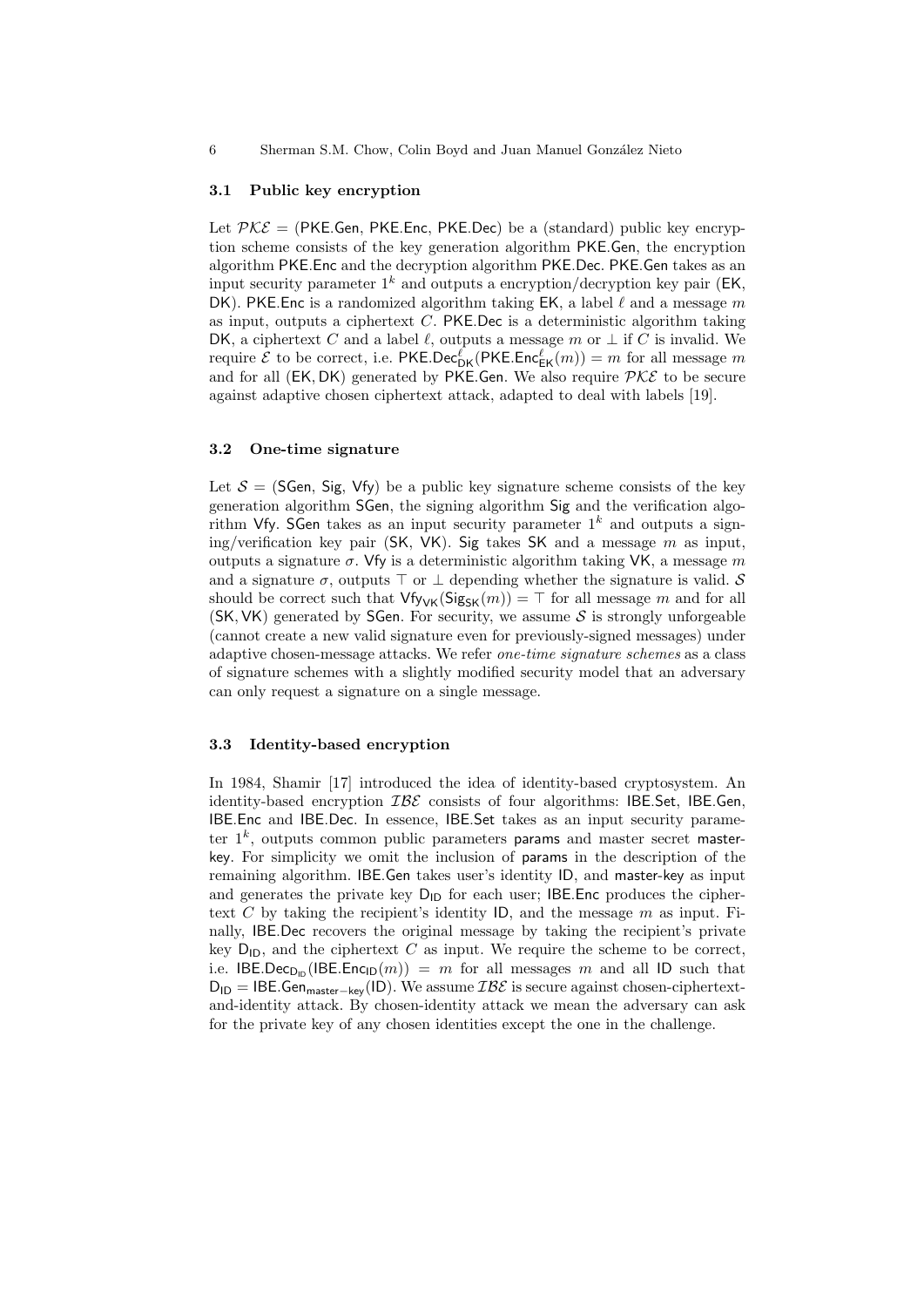### 3.1 Public key encryption

Let $\mathcal{PKE}$ = (PKE.Gen, PKE.Enc, PKE.Dec) be a (standard) public key encryption scheme consists of the key generation algorithm PKE.Gen, the encryption algorithm PKE.Enc and the decryption algorithm PKE.Dec. PKE.Gen takes as an input security parameter $1^k$ and outputs a encryption/decryption key pair (EK, DK). PKE.Enc is a randomized algorithm taking EK, a label $\ell$ and a message $m$ as input, outputs a ciphertext $C$. PKE.Dec is a deterministic algorithm taking DK, a ciphertext $C$ and a label $\ell$, outputs a message $m$ or $\perp$ if $C$ is invalid. We require $\mathcal{E}$ to be correct, i.e. $\mathsf{PKE.Dec}^{\ell}_{\mathsf{DK}}(\mathsf{PKE.Enc}^{\ell}_{\mathsf{EK}}(m)) = m$ for all message $m$ and for all $(\mathsf{EK}, \mathsf{DK})$ generated by PKE.Gen. We also require $\mathcal{PKE}$ to be secure against adaptive chosen ciphertext attack, adapted to deal with labels [19].

### 3.2 One-time signature

Let $\mathcal{S}$ = (SGen, Sig, Vfy) be a public key signature scheme consists of the key generation algorithm SGen, the signing algorithm Sig and the verification algorithm Vfy. SGen takes as an input security parameter $1^k$ and outputs a signing/verification key pair (SK, VK). Sig takes SK and a message $m$ as input, outputs a signature $\sigma$. Vfy is a deterministic algorithm taking VK, a message $m$ and a signature $\sigma$, outputs $\top$ or $\perp$ depending whether the signature is valid. $\mathcal{S}$ should be correct such that $\mathsf{Vfy}_{\mathsf{VK}}(\mathsf{Sig}_{\mathsf{SK}}(m)) = \top$ for all message $m$ and for all $(\mathsf{SK}, \mathsf{VK})$ generated by SGen. For security, we assume $\mathcal{S}$ is strongly unforgeable (cannot create a new valid signature even for previously-signed messages) under adaptive chosen-message attacks. We refer *one-time signature schemes* as a class of signature schemes with a slightly modified security model that an adversary can only request a signature on a single message.

### 3.3 Identity-based encryption

In 1984, Shamir [17] introduced the idea of identity-based cryptosystem. An identity-based encryption $\mathcal{IBE}$ consists of four algorithms: IBE.Set, IBE.Gen, IBE.Enc and IBE.Dec. In essence, IBE.Set takes as an input security parameter $1^k$, outputs common public parameters params and master secret master-key. For simplicity we omit the inclusion of params in the description of the remaining algorithm. IBE.Gen takes user's identity ID, and master-key as input and generates the private key $\mathsf{D}_{\mathsf{ID}}$ for each user; IBE.Enc produces the ciphertext $C$ by taking the recipient's identity ID, and the message $m$ as input. Finally, IBE.Dec recovers the original message by taking the recipient's private key $\mathsf{D}_{\mathsf{ID}}$, and the ciphertext $C$ as input. We require the scheme to be correct, i.e. $\mathsf{IBE.Dec}_{\mathsf{D}_{\mathsf{ID}}}(\mathsf{IBE.Enc}_{\mathsf{ID}}(m)) = m$ for all messages $m$ and all ID such that $\mathsf{D}_{\mathsf{ID}} = \mathsf{IBE.Gen}_{\mathsf{master-key}}(\mathsf{ID})$. We assume $\mathcal{IBE}$ is secure against chosen-ciphertext-and-identity attack. By chosen-identity attack we mean the adversary can ask for the private key of any chosen identities except the one in the challenge.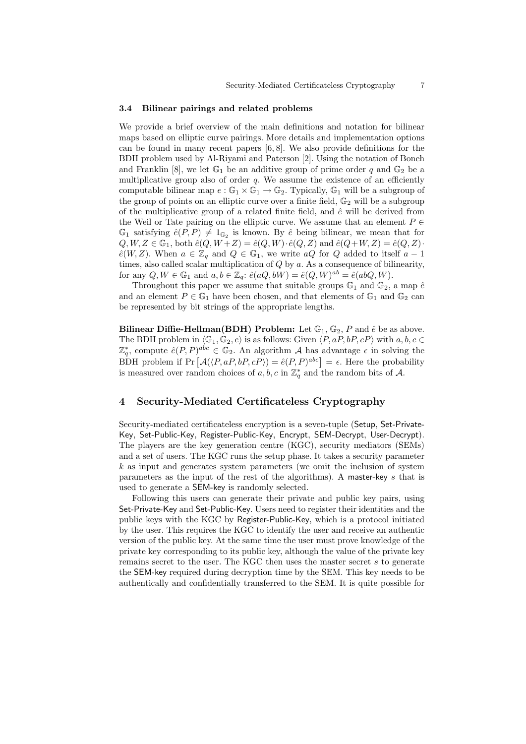### 3.4 Bilinear pairings and related problems

We provide a brief overview of the main definitions and notation for bilinear maps based on elliptic curve pairings. More details and implementation options can be found in many recent papers [6, 8]. We also provide definitions for the BDH problem used by Al-Riyami and Paterson [2]. Using the notation of Boneh and Franklin [8], we let $\mathbb{G}_1$ be an additive group of prime order $q$ and $\mathbb{G}_2$ be a multiplicative group also of order $q$. We assume the existence of an efficiently computable bilinear map $e : \mathbb{G}_1 \times \mathbb{G}_1 \rightarrow \mathbb{G}_2$. Typically, $\mathbb{G}_1$ will be a subgroup of the group of points on an elliptic curve over a finite field, $\mathbb{G}_2$ will be a subgroup of the multiplicative group of a related finite field, and $\hat{e}$ will be derived from the Weil or Tate pairing on the elliptic curve. We assume that an element $P \in \mathbb{G}_1$ satisfying $\hat{e}(P, P) \neq 1_{\mathbb{G}_2}$ is known. By $\hat{e}$ being bilinear, we mean that for $Q, W, Z \in \mathbb{G}_1$, both $\hat{e}(Q, W+Z) = \hat{e}(Q, W) \cdot \hat{e}(Q, Z)$ and $\hat{e}(Q+W, Z) = \hat{e}(Q, Z) \cdot \hat{e}(W, Z)$. When $a \in \mathbb{Z}_q$ and $Q \in \mathbb{G}_1$, we write $aQ$ for $Q$ added to itself $a-1$ times, also called scalar multiplication of $Q$ by $a$. As a consequence of bilinearity, for any $Q, W \in \mathbb{G}_1$ and $a, b \in \mathbb{Z}_q$: $\hat{e}(aQ, bW) = \hat{e}(Q, W)^{ab} = \hat{e}(abQ, W)$.

Throughout this paper we assume that suitable groups $\mathbb{G}_1$ and $\mathbb{G}_2$, a map $\hat{e}$ and an element $P \in \mathbb{G}_1$ have been chosen, and that elements of $\mathbb{G}_1$ and $\mathbb{G}_2$ can be represented by bit strings of the appropriate lengths.

**Bilinear Diffie-Hellman(BDH) Problem:** Let $\mathbb{G}_1$, $\mathbb{G}_2$, $P$ and $\hat{e}$ be as above. The BDH problem in $\langle \mathbb{G}_1, \mathbb{G}_2, e \rangle$ is as follows: Given $\langle P, aP, bP, cP \rangle$ with $a, b, c \in \mathbb{Z}_q^*$, compute $\hat{e}(P, P)^{abc} \in \mathbb{G}_2$. An algorithm $\mathcal{A}$ has advantage $\epsilon$ in solving the BDH problem if $\Pr\left[\mathcal{A}(\langle P, aP, bP, cP \rangle) = \hat{e}(P, P)^{abc}\right] = \epsilon$. Here the probability is measured over random choices of $a, b, c$ in $\mathbb{Z}_q^*$ and the random bits of $\mathcal{A}$.

## 4 Security-Mediated Certificateless Cryptography

Security-mediated certificateless encryption is a seven-tuple (Setup, Set-Private-Key, Set-Public-Key, Register-Public-Key, Encrypt, SEM-Decrypt, User-Decrypt). The players are the key generation centre (KGC), security mediators (SEMs) and a set of users. The KGC runs the setup phase. It takes a security parameter $k$ as input and generates system parameters (we omit the inclusion of system parameters as the input of the rest of the algorithms). A master-key $s$ that is used to generate a SEM-key is randomly selected.

Following this users can generate their private and public key pairs, using Set-Private-Key and Set-Public-Key. Users need to register their identities and the public keys with the KGC by Register-Public-Key, which is a protocol initiated by the user. This requires the KGC to identify the user and receive an authentic version of the public key. At the same time the user must prove knowledge of the private key corresponding to its public key, although the value of the private key remains secret to the user. The KGC then uses the master secret $s$ to generate the SEM-key required during decryption time by the SEM. This key needs to be authentically and confidentially transferred to the SEM. It is quite possible for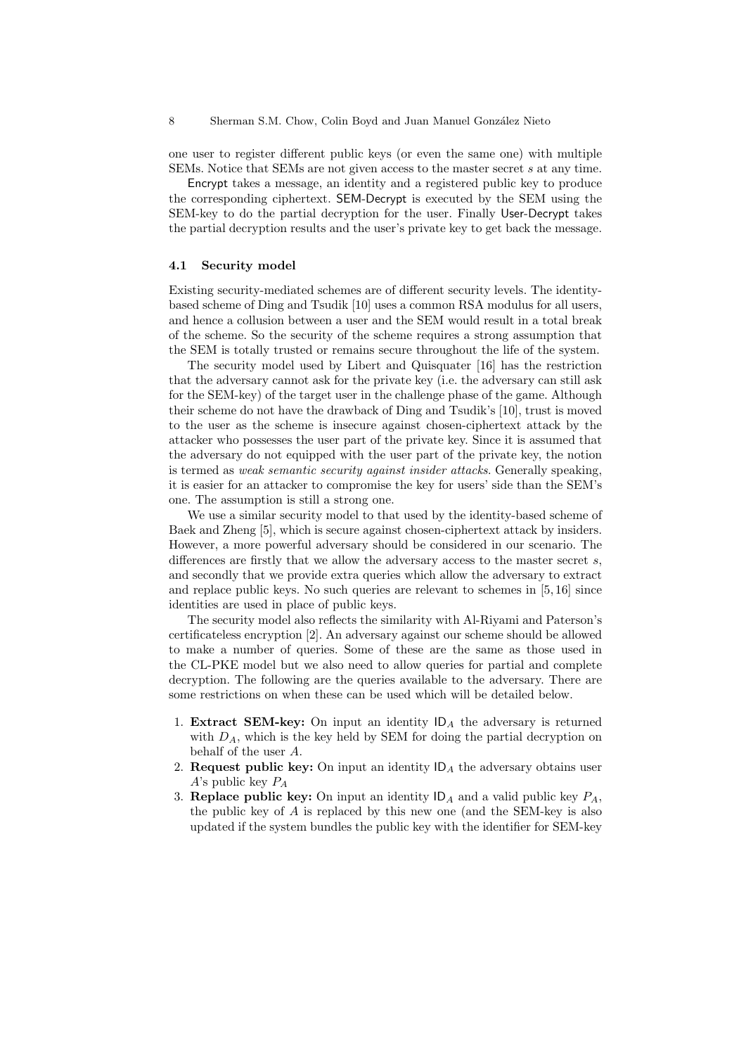one user to register different public keys (or even the same one) with multiple SEMs. Notice that SEMs are not given access to the master secret $s$ at any time.

Encrypt takes a message, an identity and a registered public key to produce the corresponding ciphertext. SEM-Decrypt is executed by the SEM using the SEM-key to do the partial decryption for the user. Finally User-Decrypt takes the partial decryption results and the user's private key to get back the message.

### 4.1 Security model

Existing security-mediated schemes are of different security levels. The identity-based scheme of Ding and Tsudik [10] uses a common RSA modulus for all users, and hence a collusion between a user and the SEM would result in a total break of the scheme. So the security of the scheme requires a strong assumption that the SEM is totally trusted or remains secure throughout the life of the system.

The security model used by Libert and Quisquater [16] has the restriction that the adversary cannot ask for the private key (i.e. the adversary can still ask for the SEM-key) of the target user in the challenge phase of the game. Although their scheme do not have the drawback of Ding and Tsudik's [10], trust is moved to the user as the scheme is insecure against chosen-ciphertext attack by the attacker who possesses the user part of the private key. Since it is assumed that the adversary do not equipped with the user part of the private key, the notion is termed as *weak semantic security against insider attacks*. Generally speaking, it is easier for an attacker to compromise the key for users' side than the SEM's one. The assumption is still a strong one.

We use a similar security model to that used by the identity-based scheme of Baek and Zheng [5], which is secure against chosen-ciphertext attack by insiders. However, a more powerful adversary should be considered in our scenario. The differences are firstly that we allow the adversary access to the master secret $s$, and secondly that we provide extra queries which allow the adversary to extract and replace public keys. No such queries are relevant to schemes in [5, 16] since identities are used in place of public keys.

The security model also reflects the similarity with Al-Riyami and Paterson's certificateless encryption [2]. An adversary against our scheme should be allowed to make a number of queries. Some of these are the same as those used in the CL-PKE model but we also need to allow queries for partial and complete decryption. The following are the queries available to the adversary. There are some restrictions on when these can be used which will be detailed below.

1. **Extract SEM-key:** On input an identity $\mathsf{ID}_A$ the adversary is returned with $D_A$, which is the key held by SEM for doing the partial decryption on behalf of the user $A$.
2. **Request public key:** On input an identity $\mathsf{ID}_A$ the adversary obtains user $A$'s public key $P_A$
3. **Replace public key:** On input an identity $\mathsf{ID}_A$ and a valid public key $P_A$, the public key of $A$ is replaced by this new one (and the SEM-key is also updated if the system bundles the public key with the identifier for SEM-key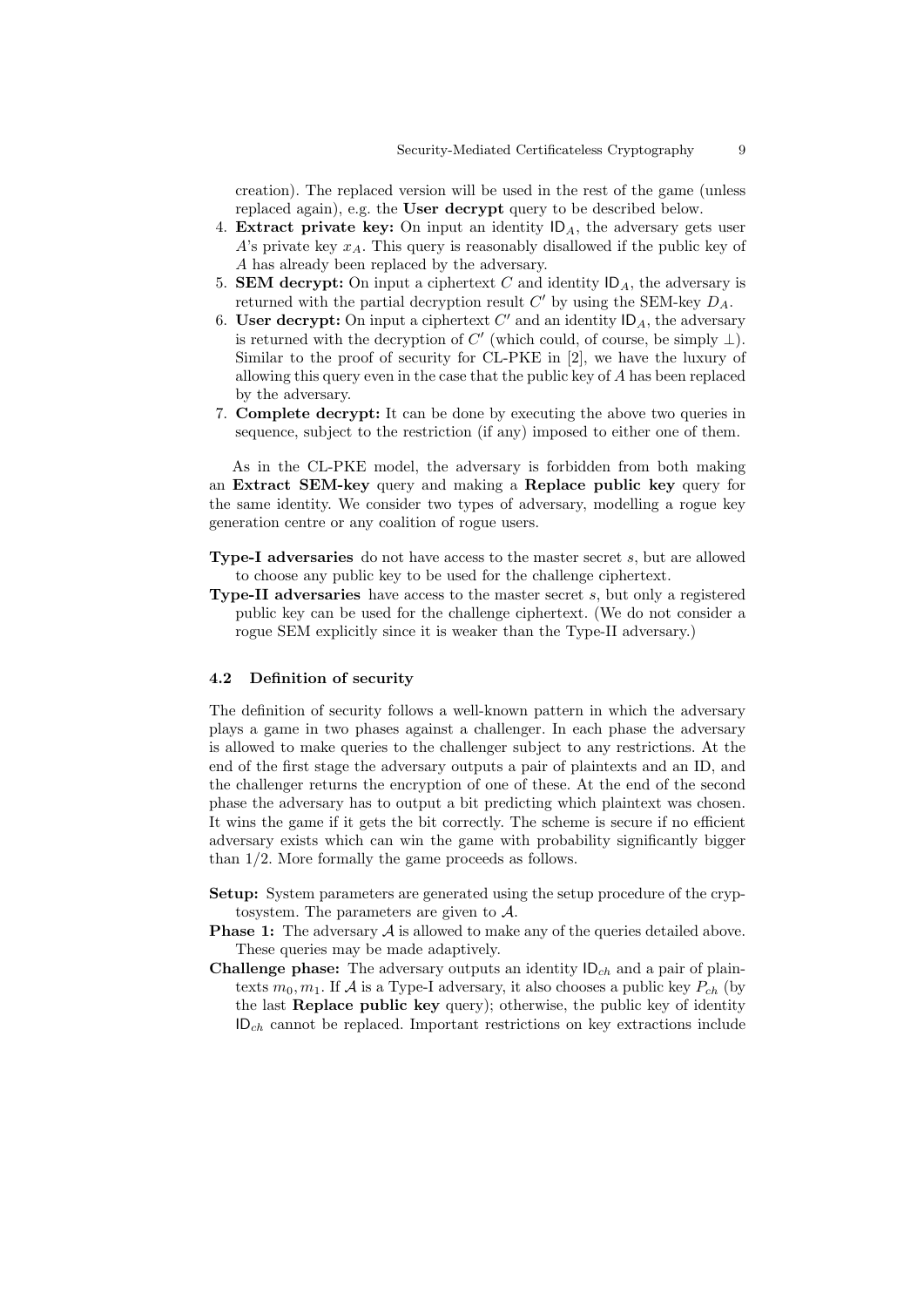creation). The replaced version will be used in the rest of the game (unless replaced again), e.g. the **User decrypt** query to be described below.

4. **Extract private key:** On input an identity $\mathsf{ID}_A$, the adversary gets user $A$'s private key $x_A$. This query is reasonably disallowed if the public key of $A$ has already been replaced by the adversary.
5. **SEM decrypt:** On input a ciphertext $C$ and identity $\mathsf{ID}_A$, the adversary is returned with the partial decryption result $C'$ by using the SEM-key $D_A$.
6. **User decrypt:** On input a ciphertext $C'$ and an identity $\mathsf{ID}_A$, the adversary is returned with the decryption of $C'$ (which could, of course, be simply $\perp$). Similar to the proof of security for CL-PKE in [2], we have the luxury of allowing this query even in the case that the public key of $A$ has been replaced by the adversary.
7. **Complete decrypt:** It can be done by executing the above two queries in sequence, subject to the restriction (if any) imposed to either one of them.

As in the CL-PKE model, the adversary is forbidden from both making an **Extract SEM-key** query and making a **Replace public key** query for the same identity. We consider two types of adversary, modelling a rogue key generation centre or any coalition of rogue users.

**Type-I adversaries** do not have access to the master secret $s$, but are allowed to choose any public key to be used for the challenge ciphertext.

**Type-II adversaries** have access to the master secret $s$, but only a registered public key can be used for the challenge ciphertext. (We do not consider a rogue SEM explicitly since it is weaker than the Type-II adversary.)

### 4.2 Definition of security

The definition of security follows a well-known pattern in which the adversary plays a game in two phases against a challenger. In each phase the adversary is allowed to make queries to the challenger subject to any restrictions. At the end of the first stage the adversary outputs a pair of plaintexts and an ID, and the challenger returns the encryption of one of these. At the end of the second phase the adversary has to output a bit predicting which plaintext was chosen. It wins the game if it gets the bit correctly. The scheme is secure if no efficient adversary exists which can win the game with probability significantly bigger than 1/2. More formally the game proceeds as follows.

**Setup:** System parameters are generated using the setup procedure of the cryptosystem. The parameters are given to $\mathcal{A}$.

**Phase 1:** The adversary $\mathcal{A}$ is allowed to make any of the queries detailed above. These queries may be made adaptively.

**Challenge phase:** The adversary outputs an identity $\mathsf{ID}_{ch}$ and a pair of plaintexts $m_0, m_1$. If $\mathcal{A}$ is a Type-I adversary, it also chooses a public key $P_{ch}$ (by the last **Replace public key** query); otherwise, the public key of identity $\mathsf{ID}_{ch}$ cannot be replaced. Important restrictions on key extractions include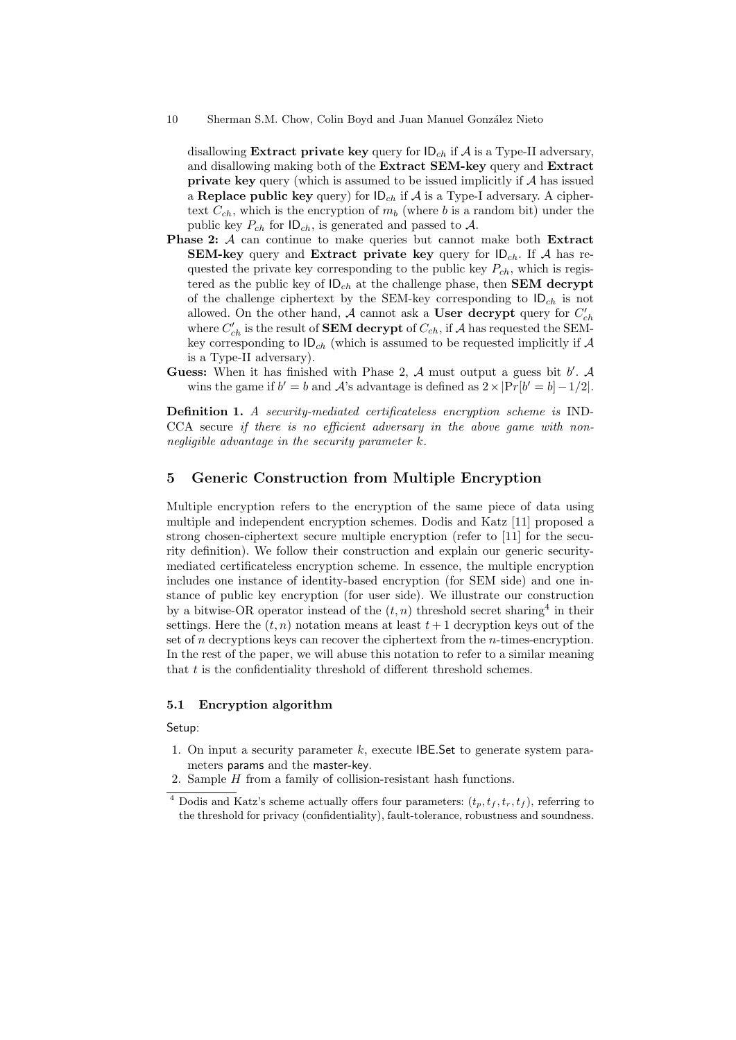disallowing **Extract private key** query for $\mathsf{ID}_{ch}$ if $\mathcal{A}$ is a Type-II adversary, and disallowing making both of the **Extract SEM-key** query and **Extract private key** query (which is assumed to be issued implicitly if $\mathcal{A}$ has issued a **Replace public key** query) for $\mathsf{ID}_{ch}$ if $\mathcal{A}$ is a Type-I adversary. A ciphertext $C_{ch}$, which is the encryption of $m_b$ (where $b$ is a random bit) under the public key $P_{ch}$ for $\mathsf{ID}_{ch}$, is generated and passed to $\mathcal{A}$.

**Phase 2:** $\mathcal{A}$ can continue to make queries but cannot make both **Extract SEM-key** query and **Extract private key** query for $\mathsf{ID}_{ch}$. If $\mathcal{A}$ has requested the private key corresponding to the public key $P_{ch}$, which is registered as the public key of $\mathsf{ID}_{ch}$ at the challenge phase, then **SEM decrypt** of the challenge ciphertext by the SEM-key corresponding to $\mathsf{ID}_{ch}$ is not allowed. On the other hand, $\mathcal{A}$ cannot ask a **User decrypt** query for $C'_{ch}$ where $C'_{ch}$ is the result of **SEM decrypt** of $C_{ch}$, if $\mathcal{A}$ has requested the SEM-key corresponding to $\mathsf{ID}_{ch}$ (which is assumed to be requested implicitly if $\mathcal{A}$ is a Type-II adversary).

**Guess:** When it has finished with Phase 2, $\mathcal{A}$ must output a guess bit $b'$. $\mathcal{A}$ wins the game if $b' = b$ and $\mathcal{A}$'s advantage is defined as $2 \times |\Pr[b' = b] - 1/2|$.

**Definition 1.** *A security-mediated certificateless encryption scheme is* IND-CCA secure *if there is no efficient adversary in the above game with non-negligible advantage in the security parameter $k$.*

## 5 Generic Construction from Multiple Encryption

Multiple encryption refers to the encryption of the same piece of data using multiple and independent encryption schemes. Dodis and Katz [11] proposed a strong chosen-ciphertext secure multiple encryption (refer to [11] for the security definition). We follow their construction and explain our generic security-mediated certificateless encryption scheme. In essence, the multiple encryption includes one instance of identity-based encryption (for SEM side) and one instance of public key encryption (for user side). We illustrate our construction by a bitwise-OR operator instead of the $(t, n)$ threshold secret sharing[4] in their settings. Here the $(t, n)$ notation means at least $t + 1$ decryption keys out of the set of $n$ decryptions keys can recover the ciphertext from the $n$-times-encryption. In the rest of the paper, we will abuse this notation to refer to a similar meaning that $t$ is the confidentiality threshold of different threshold schemes.

### 5.1 Encryption algorithm

Setup:

1. On input a security parameter $k$, execute $\mathsf{IBE.Set}$ to generate system parameters $\mathsf{params}$ and the $\mathsf{master\text{-}key}$.
2. Sample $H$ from a family of collision-resistant hash functions.

[4] Dodis and Katz's scheme actually offers four parameters: $(t_p, t_f, t_r, t_f)$, referring to the threshold for privacy (confidentiality), fault-tolerance, robustness and soundness.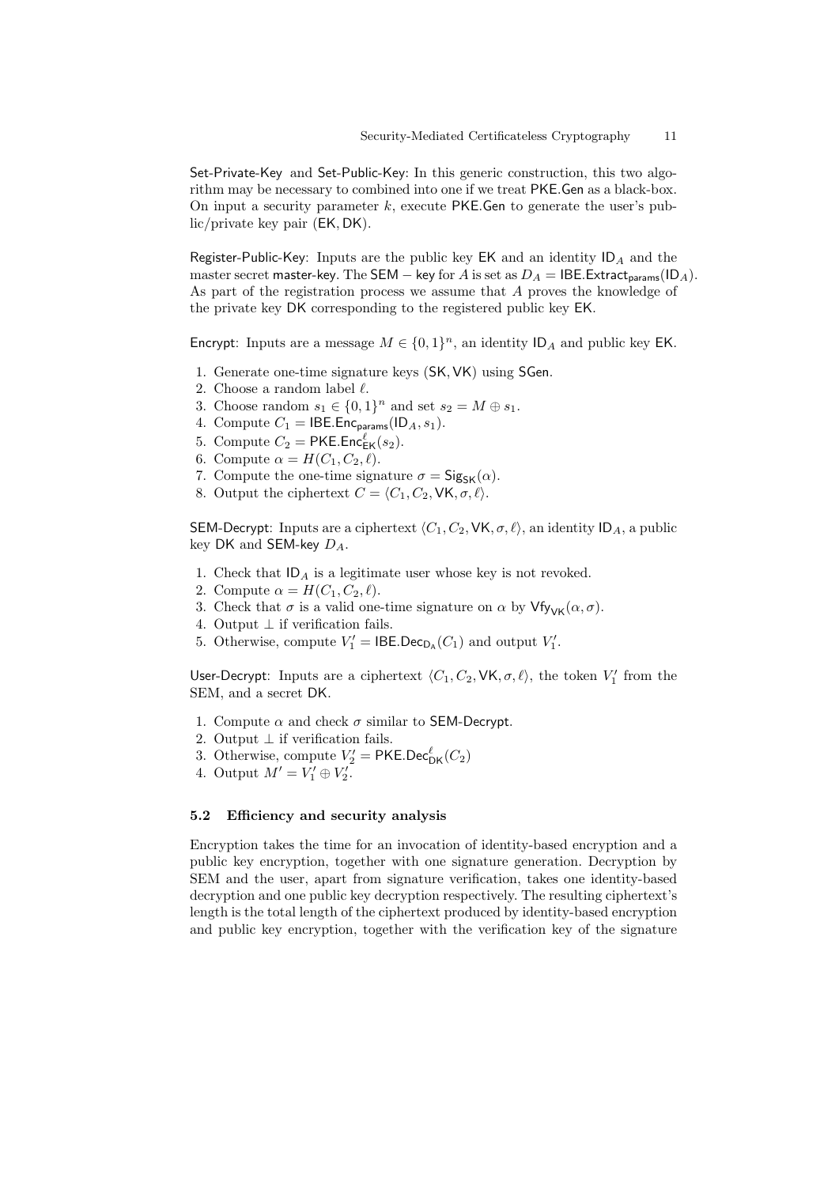Set-Private-Key and Set-Public-Key: In this generic construction, this two algorithm may be necessary to combined into one if we treat PKE.Gen as a black-box. On input a security parameter $k$, execute PKE.Gen to generate the user's public/private key pair (EK, DK).

Register-Public-Key: Inputs are the public key EK and an identity $\mathsf{ID}_A$ and the master secret master-key. The SEM − key for $A$ is set as $D_A = \mathsf{IBE.Extract}_{\mathsf{params}}(\mathsf{ID}_A)$. As part of the registration process we assume that $A$ proves the knowledge of the private key DK corresponding to the registered public key EK.

Encrypt: Inputs are a message $M \in \{0,1\}^n$, an identity $\mathsf{ID}_A$ and public key EK.

1. Generate one-time signature keys (SK, VK) using SGen.
2. Choose a random label $\ell$.
3. Choose random $s_1 \in \{0,1\}^n$ and set $s_2 = M \oplus s_1$.
4. Compute $C_1 = \mathsf{IBE.Enc}_{\mathsf{params}}(\mathsf{ID}_A, s_1)$.
5. Compute $C_2 = \mathsf{PKE.Enc}^{\ell}_{\mathsf{EK}}(s_2)$.
6. Compute $\alpha = H(C_1, C_2, \ell)$.
7. Compute the one-time signature $\sigma = \mathsf{Sig}_{\mathsf{SK}}(\alpha)$.
8. Output the ciphertext $C = \langle C_1, C_2, \mathsf{VK}, \sigma, \ell\rangle$.

SEM-Decrypt: Inputs are a ciphertext $\langle C_1, C_2, \mathsf{VK}, \sigma, \ell\rangle$, an identity $\mathsf{ID}_A$, a public key DK and SEM-key $D_A$.

1. Check that $\mathsf{ID}_A$ is a legitimate user whose key is not revoked.
2. Compute $\alpha = H(C_1, C_2, \ell)$.
3. Check that $\sigma$ is a valid one-time signature on $\alpha$ by $\mathsf{Vfy}_{\mathsf{VK}}(\alpha, \sigma)$.
4. Output $\perp$ if verification fails.
5. Otherwise, compute $V'_1 = \mathsf{IBE.Dec}_{\mathsf{D_A}}(C_1)$ and output $V'_1$.

User-Decrypt: Inputs are a ciphertext $\langle C_1, C_2, \mathsf{VK}, \sigma, \ell\rangle$, the token $V'_1$ from the SEM, and a secret DK.

1. Compute $\alpha$ and check $\sigma$ similar to SEM-Decrypt.
2. Output $\perp$ if verification fails.
3. Otherwise, compute $V'_2 = \mathsf{PKE.Dec}^{\ell}_{\mathsf{DK}}(C_2)$
4. Output $M' = V'_1 \oplus V'_2$.

### 5.2 Efficiency and security analysis

Encryption takes the time for an invocation of identity-based encryption and a public key encryption, together with one signature generation. Decryption by SEM and the user, apart from signature verification, takes one identity-based decryption and one public key decryption respectively. The resulting ciphertext's length is the total length of the ciphertext produced by identity-based encryption and public key encryption, together with the verification key of the signature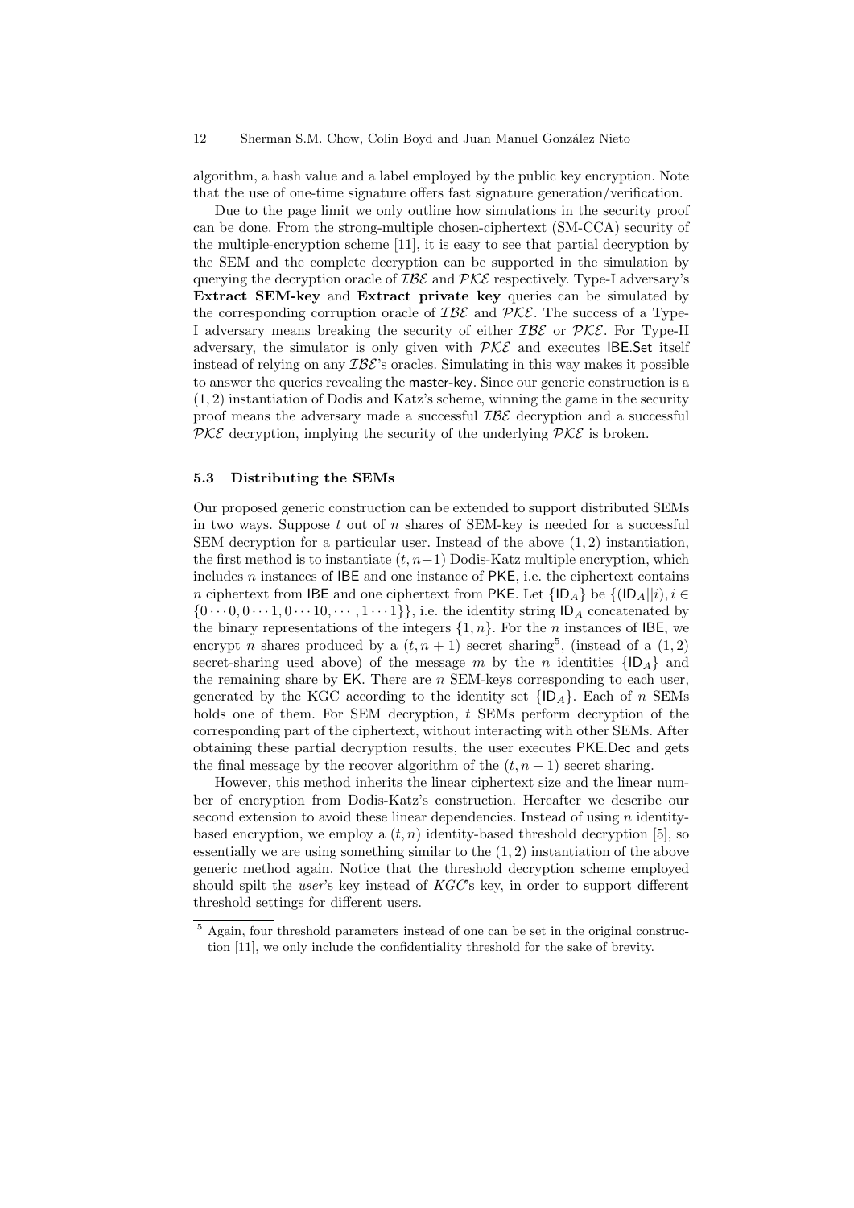algorithm, a hash value and a label employed by the public key encryption. Note that the use of one-time signature offers fast signature generation/verification.

Due to the page limit we only outline how simulations in the security proof can be done. From the strong-multiple chosen-ciphertext (SM-CCA) security of the multiple-encryption scheme [11], it is easy to see that partial decryption by the SEM and the complete decryption can be supported in the simulation by querying the decryption oracle of $\mathcal{IBE}$ and $\mathcal{PKE}$ respectively. Type-I adversary's **Extract SEM-key** and **Extract private key** queries can be simulated by the corresponding corruption oracle of $\mathcal{IBE}$ and $\mathcal{PKE}$. The success of a Type-I adversary means breaking the security of either $\mathcal{IBE}$ or $\mathcal{PKE}$. For Type-II adversary, the simulator is only given with $\mathcal{PKE}$ and executes $\mathsf{IBE.Set}$ itself instead of relying on any $\mathcal{IBE}$'s oracles. Simulating in this way makes it possible to answer the queries revealing the $\mathsf{master\text{-}key}$. Since our generic construction is a $(1, 2)$ instantiation of Dodis and Katz's scheme, winning the game in the security proof means the adversary made a successful $\mathcal{IBE}$ decryption and a successful $\mathcal{PKE}$ decryption, implying the security of the underlying $\mathcal{PKE}$ is broken.

### 5.3 Distributing the SEMs

Our proposed generic construction can be extended to support distributed SEMs in two ways. Suppose $t$ out of $n$ shares of SEM-key is needed for a successful SEM decryption for a particular user. Instead of the above $(1, 2)$ instantiation, the first method is to instantiate $(t, n+1)$ Dodis-Katz multiple encryption, which includes $n$ instances of $\mathsf{IBE}$ and one instance of $\mathsf{PKE}$, i.e. the ciphertext contains $n$ ciphertext from $\mathsf{IBE}$ and one ciphertext from $\mathsf{PKE}$. Let $\{\mathsf{ID}_A\}$ be $\{(\mathsf{ID}_A||i), i \in \{0 \cdots 0, 0 \cdots 1, 0 \cdots 10, \cdots, 1 \cdots 1\}\}$, i.e. the identity string $\mathsf{ID}_A$ concatenated by the binary representations of the integers $\{1, n\}$. For the $n$ instances of $\mathsf{IBE}$, we encrypt $n$ shares produced by a $(t, n+1)$ secret sharing[5], (instead of a $(1, 2)$ secret-sharing used above) of the message $m$ by the $n$ identities $\{\mathsf{ID}_A\}$ and the remaining share by $\mathsf{EK}$. There are $n$ SEM-keys corresponding to each user, generated by the KGC according to the identity set $\{\mathsf{ID}_A\}$. Each of $n$ SEMs holds one of them. For SEM decryption, $t$ SEMs perform decryption of the corresponding part of the ciphertext, without interacting with other SEMs. After obtaining these partial decryption results, the user executes $\mathsf{PKE.Dec}$ and gets the final message by the recover algorithm of the $(t, n+1)$ secret sharing.

However, this method inherits the linear ciphertext size and the linear number of encryption from Dodis-Katz's construction. Hereafter we describe our second extension to avoid these linear dependencies. Instead of using $n$ identity-based encryption, we employ a $(t, n)$ identity-based threshold decryption [5], so essentially we are using something similar to the $(1, 2)$ instantiation of the above generic method again. Notice that the threshold decryption scheme employed should spilt the *user*'s key instead of *KGC*'s key, in order to support different threshold settings for different users.

---

[5] Again, four threshold parameters instead of one can be set in the original construction [11], we only include the confidentiality threshold for the sake of brevity.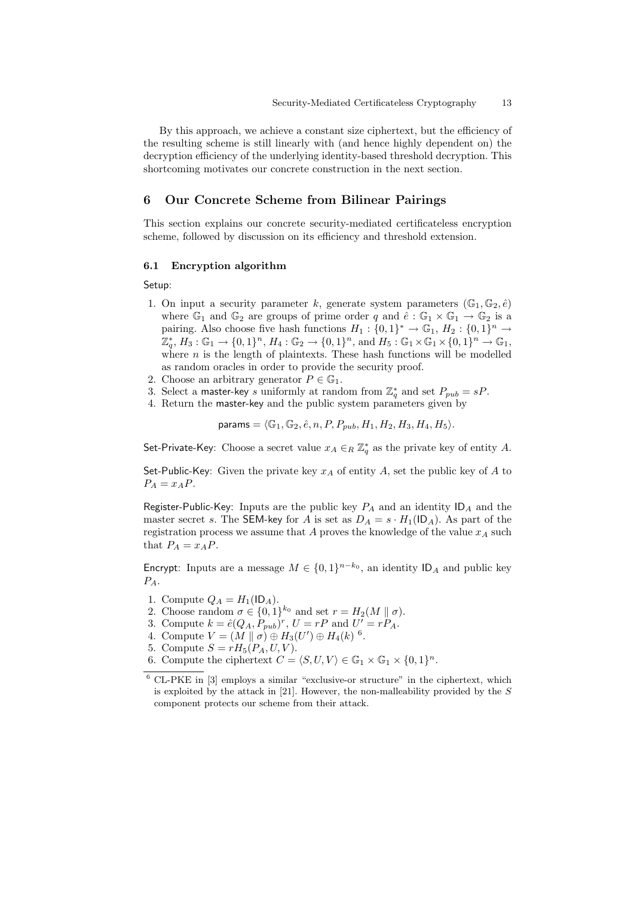By this approach, we achieve a constant size ciphertext, but the efficiency of the resulting scheme is still linearly with (and hence highly dependent on) the decryption efficiency of the underlying identity-based threshold decryption. This shortcoming motivates our concrete construction in the next section.

## 6 Our Concrete Scheme from Bilinear Pairings

This section explains our concrete security-mediated certificateless encryption scheme, followed by discussion on its efficiency and threshold extension.

### 6.1 Encryption algorithm

Setup:

1. On input a security parameter $k$, generate system parameters $(\mathbb{G}_1, \mathbb{G}_2, \hat{e})$ where $\mathbb{G}_1$ and $\mathbb{G}_2$ are groups of prime order $q$ and $\hat{e} : \mathbb{G}_1 \times \mathbb{G}_1 \to \mathbb{G}_2$ is a pairing. Also choose five hash functions $H_1 : \{0,1\}^* \to \mathbb{G}_1$, $H_2 : \{0,1\}^n \to \mathbb{Z}_q^*$, $H_3 : \mathbb{G}_1 \to \{0,1\}^n$, $H_4 : \mathbb{G}_2 \to \{0,1\}^n$, and $H_5 : \mathbb{G}_1 \times \mathbb{G}_1 \times \{0,1\}^n \to \mathbb{G}_1$, where $n$ is the length of plaintexts. These hash functions will be modelled as random oracles in order to provide the security proof.
2. Choose an arbitrary generator $P \in \mathbb{G}_1$.
3. Select a master-key $s$ uniformly at random from $\mathbb{Z}_q^*$ and set $P_{pub} = sP$.
4. Return the master-key and the public system parameters given by

$$\mathsf{params} = \langle \mathbb{G}_1, \mathbb{G}_2, \hat{e}, n, P, P_{pub}, H_1, H_2, H_3, H_4, H_5 \rangle.$$

Set-Private-Key: Choose a secret value $x_A \in_R \mathbb{Z}_q^*$ as the private key of entity $A$.

Set-Public-Key: Given the private key $x_A$ of entity $A$, set the public key of $A$ to $P_A = x_A P$.

Register-Public-Key: Inputs are the public key $P_A$ and an identity $\mathsf{ID}_A$ and the master secret $s$. The SEM-key for $A$ is set as $D_A = s \cdot H_1(\mathsf{ID}_A)$. As part of the registration process we assume that $A$ proves the knowledge of the value $x_A$ such that $P_A = x_A P$.

Encrypt: Inputs are a message $M \in \{0,1\}^{n-k_0}$, an identity $\mathsf{ID}_A$ and public key $P_A$.

1. Compute $Q_A = H_1(\mathsf{ID}_A)$.
2. Choose random $\sigma \in \{0,1\}^{k_0}$ and set $r = H_2(M \parallel \sigma)$.
3. Compute $k = \hat{e}(Q_A, P_{pub})^r$, $U = rP$ and $U' = rP_A$.
4. Compute $V = (M \parallel \sigma) \oplus H_3(U') \oplus H_4(k)$ [6].
5. Compute $S = rH_5(P_A, U, V)$.
6. Compute the ciphertext $C = \langle S, U, V \rangle \in \mathbb{G}_1 \times \mathbb{G}_1 \times \{0,1\}^n$.

[6] CL-PKE in [3] employs a similar "exclusive-or structure" in the ciphertext, which is exploited by the attack in [21]. However, the non-malleability provided by the $S$ component protects our scheme from their attack.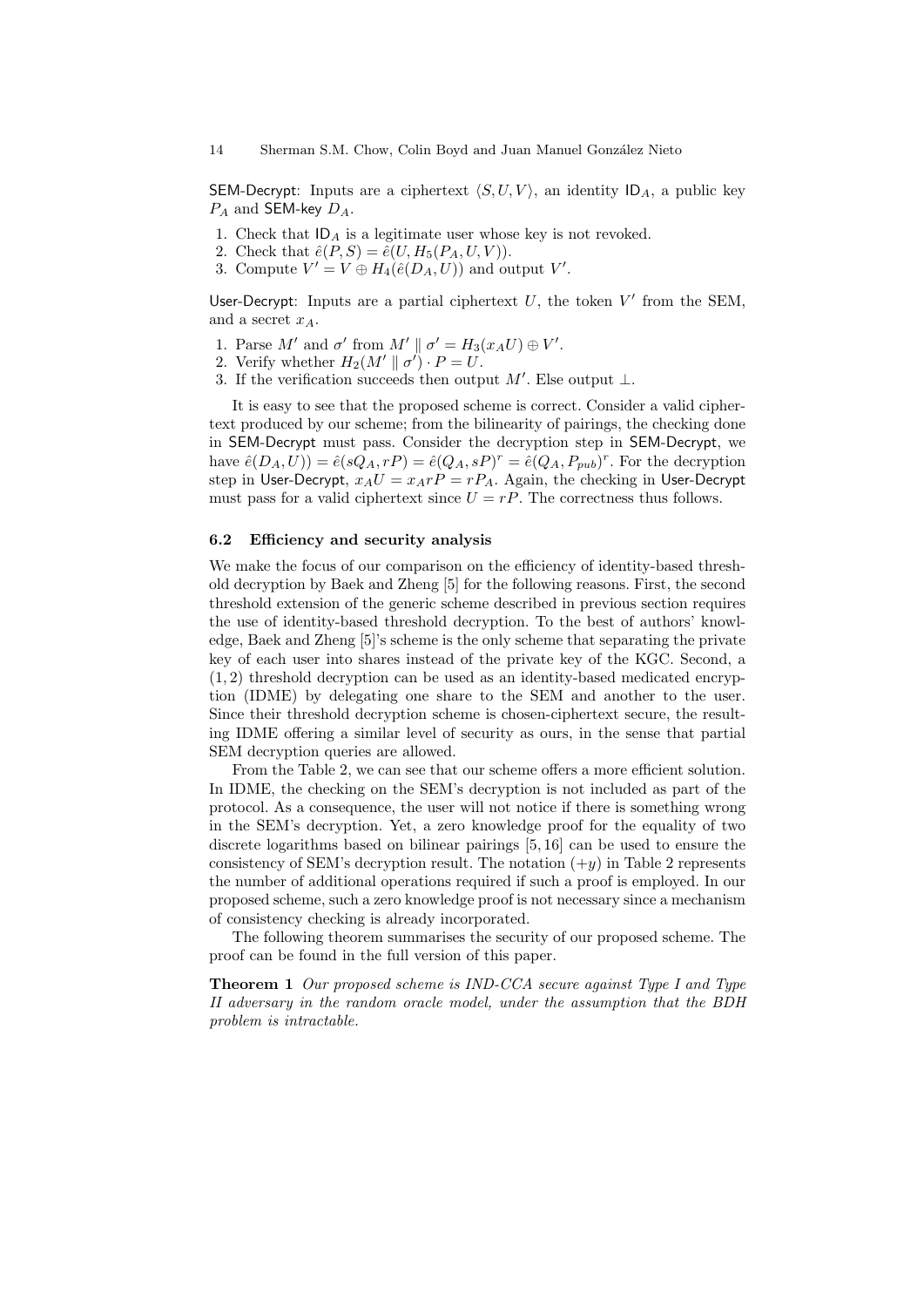SEM-Decrypt: Inputs are a ciphertext $\langle S, U, V \rangle$, an identity $\mathsf{ID}_A$, a public key $P_A$ and SEM-key $D_A$.

1. Check that $\mathsf{ID}_A$ is a legitimate user whose key is not revoked.
2. Check that $\hat{e}(P, S) = \hat{e}(U, H_5(P_A, U, V))$.
3. Compute $V' = V \oplus H_4(\hat{e}(D_A, U))$ and output $V'$.

User-Decrypt: Inputs are a partial ciphertext $U$, the token $V'$ from the SEM, and a secret $x_A$.

1. Parse $M'$ and $\sigma'$ from $M' \parallel \sigma' = H_3(x_A U) \oplus V'$.
2. Verify whether $H_2(M' \parallel \sigma') \cdot P = U$.
3. If the verification succeeds then output $M'$. Else output $\perp$.

It is easy to see that the proposed scheme is correct. Consider a valid ciphertext produced by our scheme; from the bilinearity of pairings, the checking done in SEM-Decrypt must pass. Consider the decryption step in SEM-Decrypt, we have $\hat{e}(D_A, U)) = \hat{e}(sQ_A, rP) = \hat{e}(Q_A, sP)^r = \hat{e}(Q_A, P_{pub})^r$. For the decryption step in User-Decrypt, $x_A U = x_A rP = rP_A$. Again, the checking in User-Decrypt must pass for a valid ciphertext since $U = rP$. The correctness thus follows.

### 6.2 Efficiency and security analysis

We make the focus of our comparison on the efficiency of identity-based threshold decryption by Baek and Zheng [5] for the following reasons. First, the second threshold extension of the generic scheme described in previous section requires the use of identity-based threshold decryption. To the best of authors' knowledge, Baek and Zheng [5]'s scheme is the only scheme that separating the private key of each user into shares instead of the private key of the KGC. Second, a $(1, 2)$ threshold decryption can be used as an identity-based medicated encryption (IDME) by delegating one share to the SEM and another to the user. Since their threshold decryption scheme is chosen-ciphertext secure, the resulting IDME offering a similar level of security as ours, in the sense that partial SEM decryption queries are allowed.

From the Table 2, we can see that our scheme offers a more efficient solution. In IDME, the checking on the SEM's decryption is not included as part of the protocol. As a consequence, the user will not notice if there is something wrong in the SEM's decryption. Yet, a zero knowledge proof for the equality of two discrete logarithms based on bilinear pairings [5, 16] can be used to ensure the consistency of SEM's decryption result. The notation $(+y)$ in Table 2 represents the number of additional operations required if such a proof is employed. In our proposed scheme, such a zero knowledge proof is not necessary since a mechanism of consistency checking is already incorporated.

The following theorem summarises the security of our proposed scheme. The proof can be found in the full version of this paper.

**Theorem 1** *Our proposed scheme is IND-CCA secure against Type I and Type II adversary in the random oracle model, under the assumption that the BDH problem is intractable.*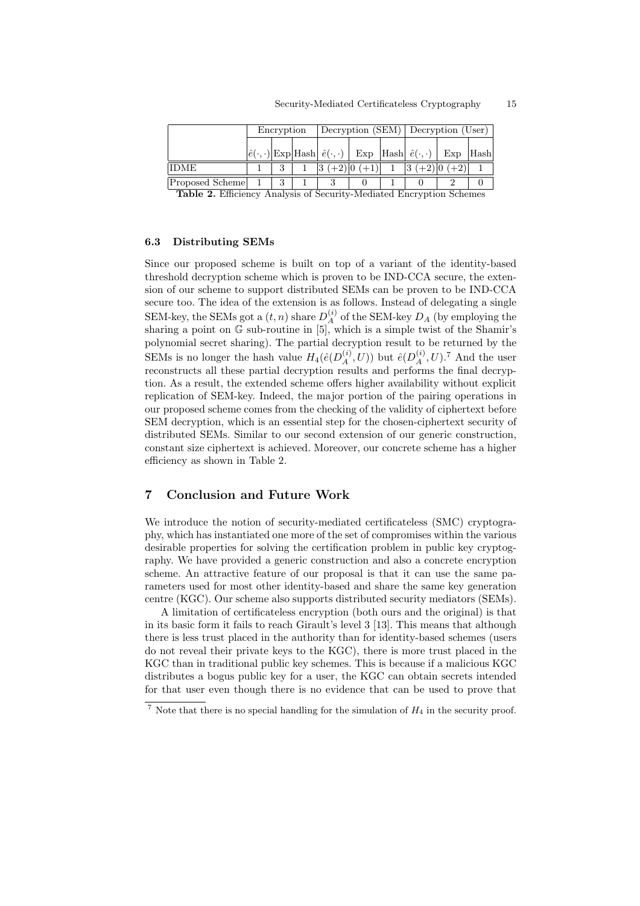| | Encryption | | | Decryption (SEM) | | | Decryption (User) | | |
|---|---|---|---|---|---|---|---|---|---|
| | $\hat{e}(\cdot,\cdot)$ | Exp | Hash | $\hat{e}(\cdot,\cdot)$ | Exp | Hash | $\hat{e}(\cdot,\cdot)$ | Exp | Hash |
| IDME | 1 | 3 | 1 | 3 (+2) | 0 (+1) | 1 | 3 (+2) | 0 (+2) | 1 |
| Proposed Scheme | 1 | 3 | 1 | 3 | 0 | 1 | 0 | 2 | 0 |

**Table 2.** Efficiency Analysis of Security-Mediated Encryption Schemes

### 6.3 Distributing SEMs

Since our proposed scheme is built on top of a variant of the identity-based threshold decryption scheme which is proven to be IND-CCA secure, the extension of our scheme to support distributed SEMs can be proven to be IND-CCA secure too. The idea of the extension is as follows. Instead of delegating a single SEM-key, the SEMs got a $(t, n)$ share $D_A^{(i)}$ of the SEM-key $D_A$ (by employing the sharing a point on $\mathbb{G}$ sub-routine in [5], which is a simple twist of the Shamir's polynomial secret sharing). The partial decryption result to be returned by the SEMs is no longer the hash value $H_4(\hat{e}(D_A^{(i)}, U))$ but $\hat{e}(D_A^{(i)}, U)$.[7] And the user reconstructs all these partial decryption results and performs the final decryption. As a result, the extended scheme offers higher availability without explicit replication of SEM-key. Indeed, the major portion of the pairing operations in our proposed scheme comes from the checking of the validity of ciphertext before SEM decryption, which is an essential step for the chosen-ciphertext security of distributed SEMs. Similar to our second extension of our generic construction, constant size ciphertext is achieved. Moreover, our concrete scheme has a higher efficiency as shown in Table 2.

## 7 Conclusion and Future Work

We introduce the notion of security-mediated certificateless (SMC) cryptography, which has instantiated one more of the set of compromises within the various desirable properties for solving the certification problem in public key cryptography. We have provided a generic construction and also a concrete encryption scheme. An attractive feature of our proposal is that it can use the same parameters used for most other identity-based and share the same key generation centre (KGC). Our scheme also supports distributed security mediators (SEMs).

A limitation of certificateless encryption (both ours and the original) is that in its basic form it fails to reach Girault's level 3 [13]. This means that although there is less trust placed in the authority than for identity-based schemes (users do not reveal their private keys to the KGC), there is more trust placed in the KGC than in traditional public key schemes. This is because if a malicious KGC distributes a bogus public key for a user, the KGC can obtain secrets intended for that user even though there is no evidence that can be used to prove that

[7] Note that there is no special handling for the simulation of $H_4$ in the security proof.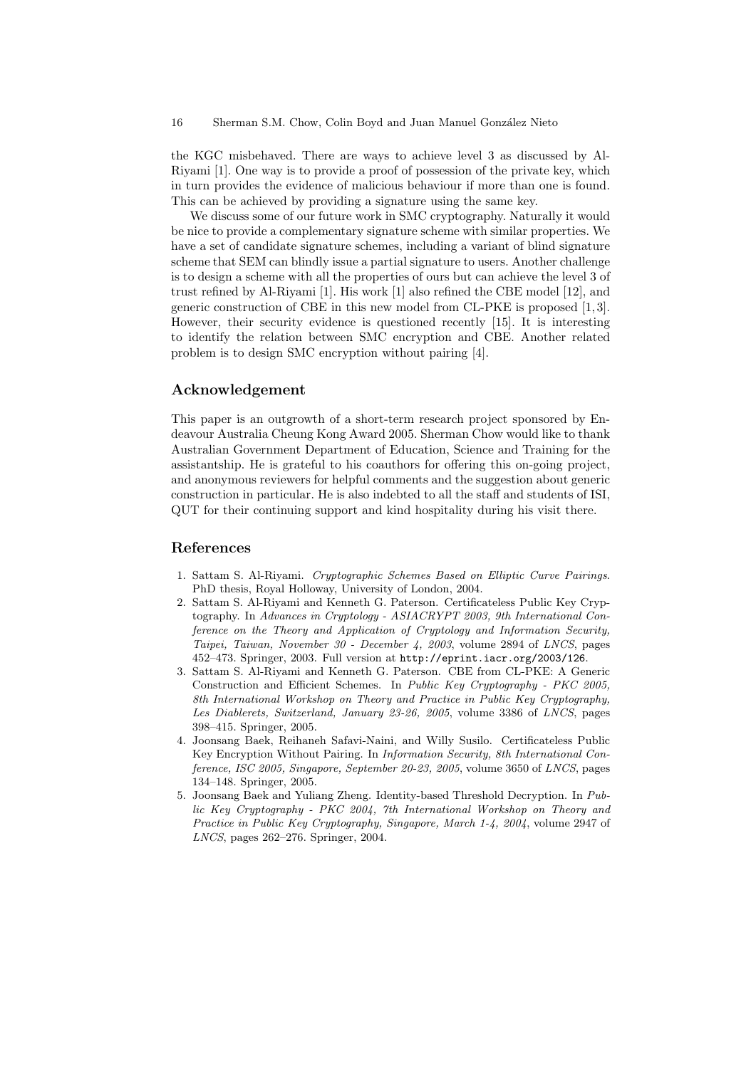the KGC misbehaved. There are ways to achieve level 3 as discussed by Al-Riyami [1]. One way is to provide a proof of possession of the private key, which in turn provides the evidence of malicious behaviour if more than one is found. This can be achieved by providing a signature using the same key.

We discuss some of our future work in SMC cryptography. Naturally it would be nice to provide a complementary signature scheme with similar properties. We have a set of candidate signature schemes, including a variant of blind signature scheme that SEM can blindly issue a partial signature to users. Another challenge is to design a scheme with all the properties of ours but can achieve the level 3 of trust refined by Al-Riyami [1]. His work [1] also refined the CBE model [12], and generic construction of CBE in this new model from CL-PKE is proposed [1, 3]. However, their security evidence is questioned recently [15]. It is interesting to identify the relation between SMC encryption and CBE. Another related problem is to design SMC encryption without pairing [4].

## Acknowledgement

This paper is an outgrowth of a short-term research project sponsored by Endeavour Australia Cheung Kong Award 2005. Sherman Chow would like to thank Australian Government Department of Education, Science and Training for the assistantship. He is grateful to his coauthors for offering this on-going project, and anonymous reviewers for helpful comments and the suggestion about generic construction in particular. He is also indebted to all the staff and students of ISI, QUT for their continuing support and kind hospitality during his visit there.

## References

1. Sattam S. Al-Riyami. *Cryptographic Schemes Based on Elliptic Curve Pairings*. PhD thesis, Royal Holloway, University of London, 2004.
2. Sattam S. Al-Riyami and Kenneth G. Paterson. Certificateless Public Key Cryptography. In *Advances in Cryptology - ASIACRYPT 2003, 9th International Conference on the Theory and Application of Cryptology and Information Security, Taipei, Taiwan, November 30 - December 4, 2003*, volume 2894 of *LNCS*, pages 452–473. Springer, 2003. Full version at `http://eprint.iacr.org/2003/126`.
3. Sattam S. Al-Riyami and Kenneth G. Paterson. CBE from CL-PKE: A Generic Construction and Efficient Schemes. In *Public Key Cryptography - PKC 2005, 8th International Workshop on Theory and Practice in Public Key Cryptography, Les Diablerets, Switzerland, January 23-26, 2005*, volume 3386 of *LNCS*, pages 398–415. Springer, 2005.
4. Joonsang Baek, Reihaneh Safavi-Naini, and Willy Susilo. Certificateless Public Key Encryption Without Pairing. In *Information Security, 8th International Conference, ISC 2005, Singapore, September 20-23, 2005*, volume 3650 of *LNCS*, pages 134–148. Springer, 2005.
5. Joonsang Baek and Yuliang Zheng. Identity-based Threshold Decryption. In *Public Key Cryptography - PKC 2004, 7th International Workshop on Theory and Practice in Public Key Cryptography, Singapore, March 1-4, 2004*, volume 2947 of *LNCS*, pages 262–276. Springer, 2004.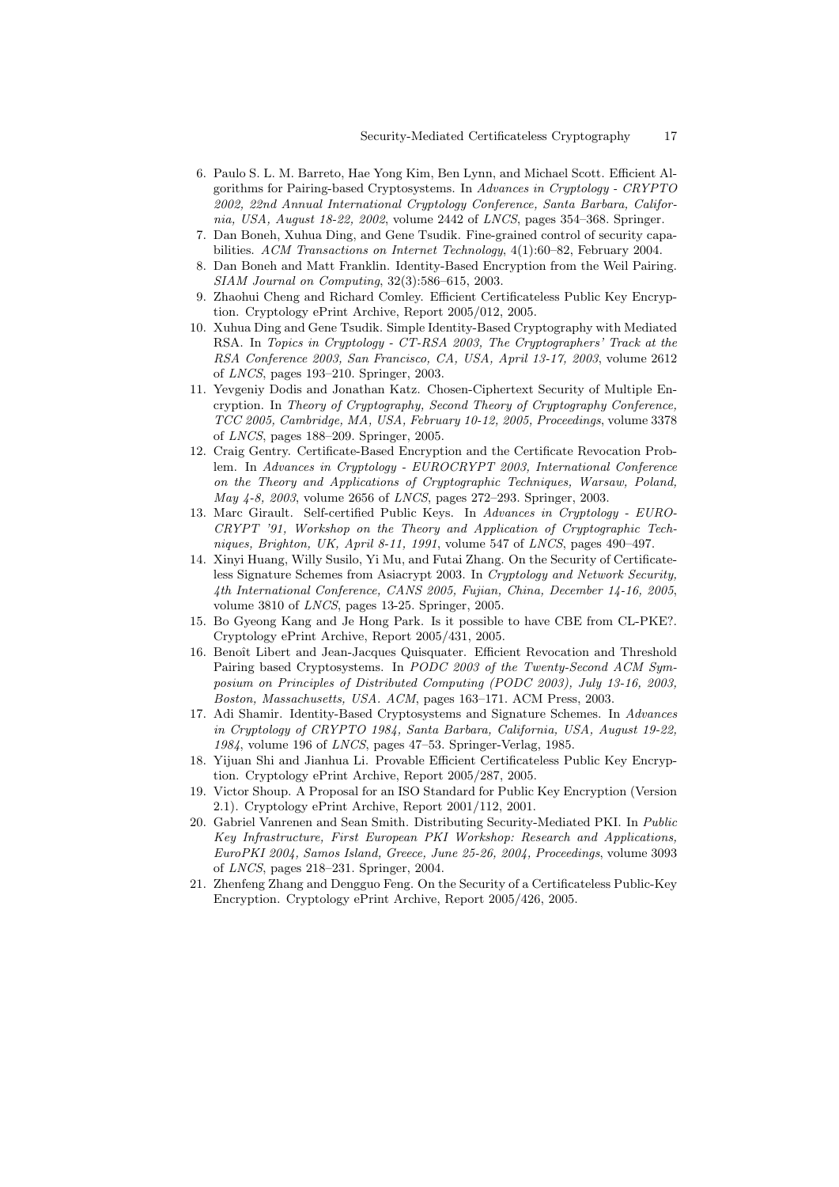6. Paulo S. L. M. Barreto, Hae Yong Kim, Ben Lynn, and Michael Scott. Efficient Algorithms for Pairing-based Cryptosystems. In *Advances in Cryptology - CRYPTO 2002, 22nd Annual International Cryptology Conference, Santa Barbara, California, USA, August 18-22, 2002*, volume 2442 of *LNCS*, pages 354–368. Springer.
7. Dan Boneh, Xuhua Ding, and Gene Tsudik. Fine-grained control of security capabilities. *ACM Transactions on Internet Technology*, 4(1):60–82, February 2004.
8. Dan Boneh and Matt Franklin. Identity-Based Encryption from the Weil Pairing. *SIAM Journal on Computing*, 32(3):586–615, 2003.
9. Zhaohui Cheng and Richard Comley. Efficient Certificateless Public Key Encryption. Cryptology ePrint Archive, Report 2005/012, 2005.
10. Xuhua Ding and Gene Tsudik. Simple Identity-Based Cryptography with Mediated RSA. In *Topics in Cryptology - CT-RSA 2003, The Cryptographers' Track at the RSA Conference 2003, San Francisco, CA, USA, April 13-17, 2003*, volume 2612 of *LNCS*, pages 193–210. Springer, 2003.
11. Yevgeniy Dodis and Jonathan Katz. Chosen-Ciphertext Security of Multiple Encryption. In *Theory of Cryptography, Second Theory of Cryptography Conference, TCC 2005, Cambridge, MA, USA, February 10-12, 2005, Proceedings*, volume 3378 of *LNCS*, pages 188–209. Springer, 2005.
12. Craig Gentry. Certificate-Based Encryption and the Certificate Revocation Problem. In *Advances in Cryptology - EUROCRYPT 2003, International Conference on the Theory and Applications of Cryptographic Techniques, Warsaw, Poland, May 4-8, 2003*, volume 2656 of *LNCS*, pages 272–293. Springer, 2003.
13. Marc Girault. Self-certified Public Keys. In *Advances in Cryptology - EUROCRYPT '91, Workshop on the Theory and Application of Cryptographic Techniques, Brighton, UK, April 8-11, 1991*, volume 547 of *LNCS*, pages 490–497.
14. Xinyi Huang, Willy Susilo, Yi Mu, and Futai Zhang. On the Security of Certificateless Signature Schemes from Asiacrypt 2003. In *Cryptology and Network Security, 4th International Conference, CANS 2005, Fujian, China, December 14-16, 2005*, volume 3810 of *LNCS*, pages 13-25. Springer, 2005.
15. Bo Gyeong Kang and Je Hong Park. Is it possible to have CBE from CL-PKE?. Cryptology ePrint Archive, Report 2005/431, 2005.
16. Benoît Libert and Jean-Jacques Quisquater. Efficient Revocation and Threshold Pairing based Cryptosystems. In *PODC 2003 of the Twenty-Second ACM Symposium on Principles of Distributed Computing (PODC 2003), July 13-16, 2003, Boston, Massachusetts, USA. ACM*, pages 163–171. ACM Press, 2003.
17. Adi Shamir. Identity-Based Cryptosystems and Signature Schemes. In *Advances in Cryptology of CRYPTO 1984, Santa Barbara, California, USA, August 19-22, 1984*, volume 196 of *LNCS*, pages 47–53. Springer-Verlag, 1985.
18. Yijuan Shi and Jianhua Li. Provable Efficient Certificateless Public Key Encryption. Cryptology ePrint Archive, Report 2005/287, 2005.
19. Victor Shoup. A Proposal for an ISO Standard for Public Key Encryption (Version 2.1). Cryptology ePrint Archive, Report 2001/112, 2001.
20. Gabriel Vanrenen and Sean Smith. Distributing Security-Mediated PKI. In *Public Key Infrastructure, First European PKI Workshop: Research and Applications, EuroPKI 2004, Samos Island, Greece, June 25-26, 2004, Proceedings*, volume 3093 of *LNCS*, pages 218–231. Springer, 2004.
21. Zhenfeng Zhang and Dengguo Feng. On the Security of a Certificateless Public-Key Encryption. Cryptology ePrint Archive, Report 2005/426, 2005.